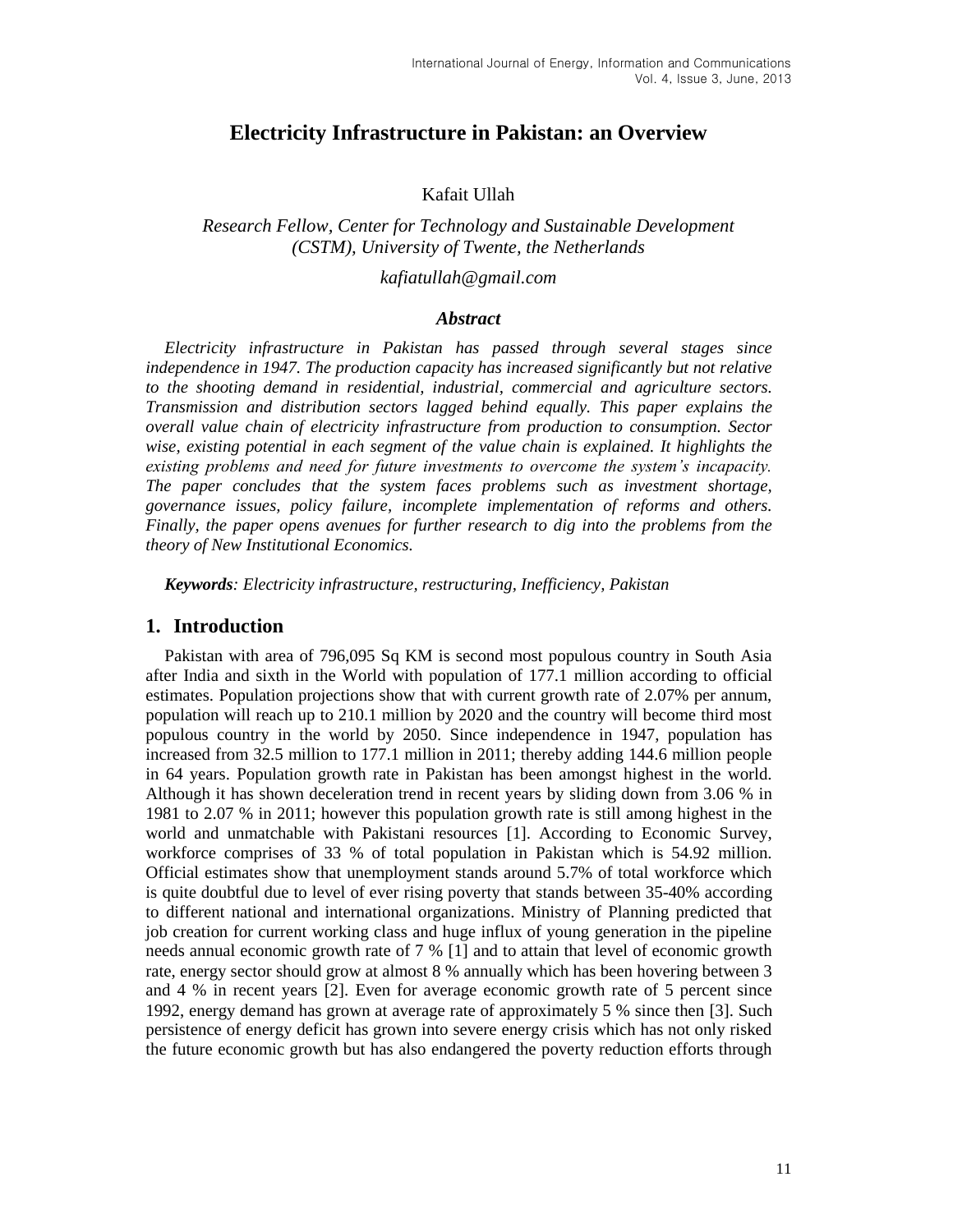# Electricity Infrastructure in Pakistan: an Overview

Kafait Ullah

*Research Fellow, Center for Technology and Sustainable Development (CSTM), University of Twente, the Netherlands*

*kafiatullah@gmail.com*

### *Abstract*

*Electricity infrastructure in Pakistan has passed through several stages since independence in 1947. The production capacity has increased significantly but not relative to the shooting demand in residential, industrial, commercial and agriculture sectors. Transmission and distribution sectors lagged behind equally. This paper explains the overall value chain of electricity infrastructure from production to consumption. Sector wise, existing potential in each segment of the value chain is explained. It highlights the existing problems and need for future investments to overcome the system's incapacity. The paper concludes that the system faces problems such as investment shortage, governance issues, policy failure, incomplete implementation of reforms and others. Finally, the paper opens avenues for further research to dig into the problems from the theory of New Institutional Economics.*

***Keywords****: Electricity infrastructure, restructuring, Inefficiency, Pakistan*

## 1. Introduction

Pakistan with area of 796,095 Sq KM is second most populous country in South Asia after India and sixth in the World with population of 177.1 million according to official estimates. Population projections show that with current growth rate of 2.07% per annum, population will reach up to 210.1 million by 2020 and the country will become third most populous country in the world by 2050. Since independence in 1947, population has increased from 32.5 million to 177.1 million in 2011; thereby adding 144.6 million people in 64 years. Population growth rate in Pakistan has been amongst highest in the world. Although it has shown deceleration trend in recent years by sliding down from 3.06 % in 1981 to 2.07 % in 2011; however this population growth rate is still among highest in the world and unmatchable with Pakistani resources [1]. According to Economic Survey, workforce comprises of 33 % of total population in Pakistan which is 54.92 million. Official estimates show that unemployment stands around 5.7% of total workforce which is quite doubtful due to level of ever rising poverty that stands between 35-40% according to different national and international organizations. Ministry of Planning predicted that job creation for current working class and huge influx of young generation in the pipeline needs annual economic growth rate of 7 % [1] and to attain that level of economic growth rate, energy sector should grow at almost 8 % annually which has been hovering between 3 and 4 % in recent years [2]. Even for average economic growth rate of 5 percent since 1992, energy demand has grown at average rate of approximately 5 % since then [3]. Such persistence of energy deficit has grown into severe energy crisis which has not only risked the future economic growth but has also endangered the poverty reduction efforts through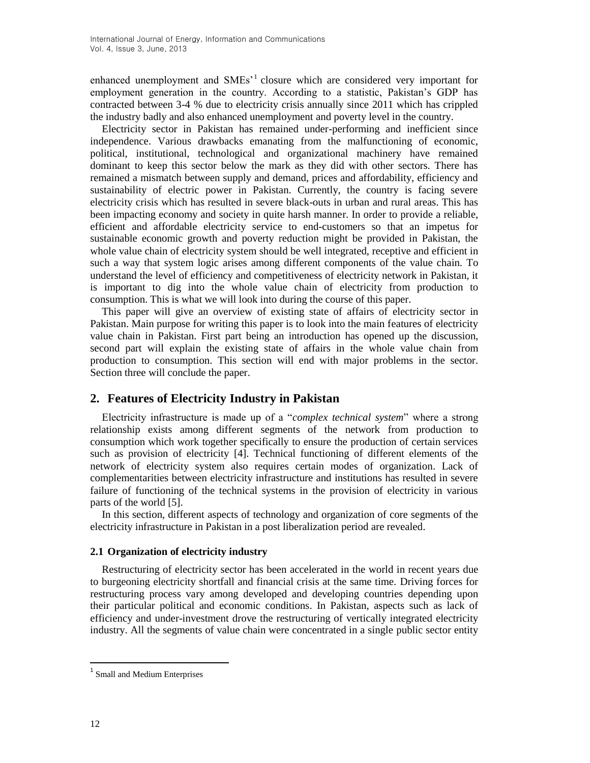enhanced unemployment and SMEs'[1] closure which are considered very important for employment generation in the country. According to a statistic, Pakistan's GDP has contracted between 3-4 % due to electricity crisis annually since 2011 which has crippled the industry badly and also enhanced unemployment and poverty level in the country.

Electricity sector in Pakistan has remained under-performing and inefficient since independence. Various drawbacks emanating from the malfunctioning of economic, political, institutional, technological and organizational machinery have remained dominant to keep this sector below the mark as they did with other sectors. There has remained a mismatch between supply and demand, prices and affordability, efficiency and sustainability of electric power in Pakistan. Currently, the country is facing severe electricity crisis which has resulted in severe black-outs in urban and rural areas. This has been impacting economy and society in quite harsh manner. In order to provide a reliable, efficient and affordable electricity service to end-customers so that an impetus for sustainable economic growth and poverty reduction might be provided in Pakistan, the whole value chain of electricity system should be well integrated, receptive and efficient in such a way that system logic arises among different components of the value chain. To understand the level of efficiency and competitiveness of electricity network in Pakistan, it is important to dig into the whole value chain of electricity from production to consumption. This is what we will look into during the course of this paper.

This paper will give an overview of existing state of affairs of electricity sector in Pakistan. Main purpose for writing this paper is to look into the main features of electricity value chain in Pakistan. First part being an introduction has opened up the discussion, second part will explain the existing state of affairs in the whole value chain from production to consumption. This section will end with major problems in the sector. Section three will conclude the paper.

## 2. Features of Electricity Industry in Pakistan

Electricity infrastructure is made up of a "*complex technical system*" where a strong relationship exists among different segments of the network from production to consumption which work together specifically to ensure the production of certain services such as provision of electricity [4]. Technical functioning of different elements of the network of electricity system also requires certain modes of organization. Lack of complementarities between electricity infrastructure and institutions has resulted in severe failure of functioning of the technical systems in the provision of electricity in various parts of the world [5].

In this section, different aspects of technology and organization of core segments of the electricity infrastructure in Pakistan in a post liberalization period are revealed.

### 2.1 Organization of electricity industry

Restructuring of electricity sector has been accelerated in the world in recent years due to burgeoning electricity shortfall and financial crisis at the same time. Driving forces for restructuring process vary among developed and developing countries depending upon their particular political and economic conditions. In Pakistan, aspects such as lack of efficiency and under-investment drove the restructuring of vertically integrated electricity industry. All the segments of value chain were concentrated in a single public sector entity

---

[1] Small and Medium Enterprises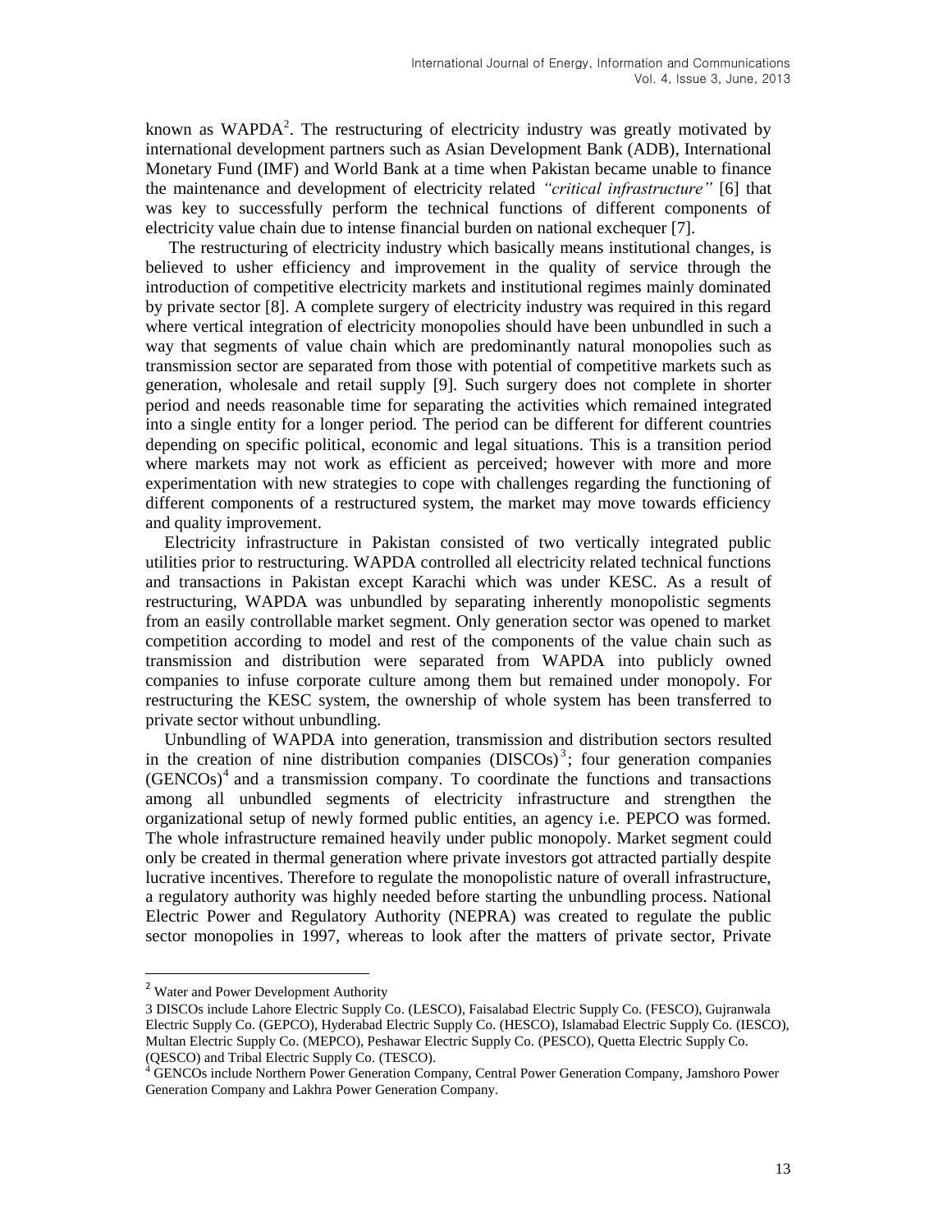known as WAPDA[2]. The restructuring of electricity industry was greatly motivated by international development partners such as Asian Development Bank (ADB), International Monetary Fund (IMF) and World Bank at a time when Pakistan became unable to finance the maintenance and development of electricity related *"critical infrastructure"* [6] that was key to successfully perform the technical functions of different components of electricity value chain due to intense financial burden on national exchequer [7].

The restructuring of electricity industry which basically means institutional changes, is believed to usher efficiency and improvement in the quality of service through the introduction of competitive electricity markets and institutional regimes mainly dominated by private sector [8]. A complete surgery of electricity industry was required in this regard where vertical integration of electricity monopolies should have been unbundled in such a way that segments of value chain which are predominantly natural monopolies such as transmission sector are separated from those with potential of competitive markets such as generation, wholesale and retail supply [9]. Such surgery does not complete in shorter period and needs reasonable time for separating the activities which remained integrated into a single entity for a longer period. The period can be different for different countries depending on specific political, economic and legal situations. This is a transition period where markets may not work as efficient as perceived; however with more and more experimentation with new strategies to cope with challenges regarding the functioning of different components of a restructured system, the market may move towards efficiency and quality improvement.

Electricity infrastructure in Pakistan consisted of two vertically integrated public utilities prior to restructuring. WAPDA controlled all electricity related technical functions and transactions in Pakistan except Karachi which was under KESC. As a result of restructuring, WAPDA was unbundled by separating inherently monopolistic segments from an easily controllable market segment. Only generation sector was opened to market competition according to model and rest of the components of the value chain such as transmission and distribution were separated from WAPDA into publicly owned companies to infuse corporate culture among them but remained under monopoly. For restructuring the KESC system, the ownership of whole system has been transferred to private sector without unbundling.

Unbundling of WAPDA into generation, transmission and distribution sectors resulted in the creation of nine distribution companies (DISCOs)[3]; four generation companies (GENCOs)[4] and a transmission company. To coordinate the functions and transactions among all unbundled segments of electricity infrastructure and strengthen the organizational setup of newly formed public entities, an agency i.e. PEPCO was formed. The whole infrastructure remained heavily under public monopoly. Market segment could only be created in thermal generation where private investors got attracted partially despite lucrative incentives. Therefore to regulate the monopolistic nature of overall infrastructure, a regulatory authority was highly needed before starting the unbundling process. National Electric Power and Regulatory Authority (NEPRA) was created to regulate the public sector monopolies in 1997, whereas to look after the matters of private sector, Private

---

[2] Water and Power Development Authority

[3] DISCOs include Lahore Electric Supply Co. (LESCO), Faisalabad Electric Supply Co. (FESCO), Gujranwala Electric Supply Co. (GEPCO), Hyderabad Electric Supply Co. (HESCO), Islamabad Electric Supply Co. (IESCO), Multan Electric Supply Co. (MEPCO), Peshawar Electric Supply Co. (PESCO), Quetta Electric Supply Co. (QESCO) and Tribal Electric Supply Co. (TESCO).

[4] GENCOs include Northern Power Generation Company, Central Power Generation Company, Jamshoro Power Generation Company and Lakhra Power Generation Company.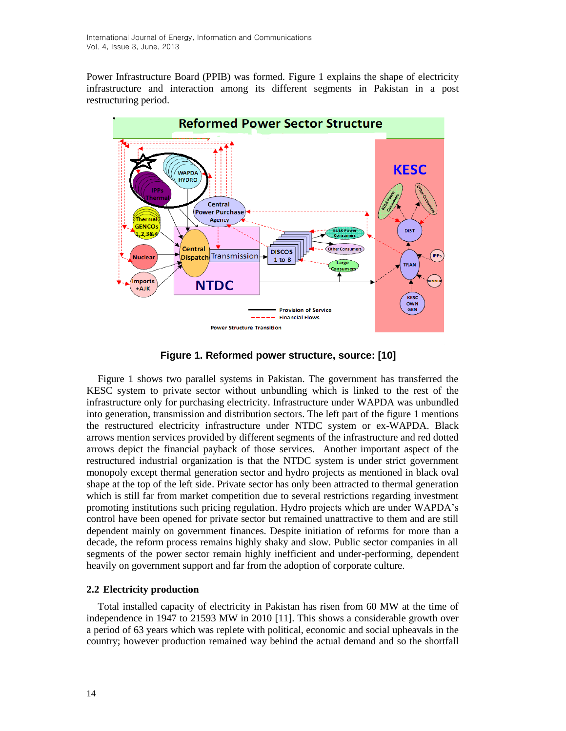Power Infrastructure Board (PPIB) was formed. Figure 1 explains the shape of electricity infrastructure and interaction among its different segments in Pakistan in a post restructuring period.

**Figure 1. Reformed power structure, source: [10]**

Figure 1 shows two parallel systems in Pakistan. The government has transferred the KESC system to private sector without unbundling which is linked to the rest of the infrastructure only for purchasing electricity. Infrastructure under WAPDA was unbundled into generation, transmission and distribution sectors. The left part of the figure 1 mentions the restructured electricity infrastructure under NTDC system or ex-WAPDA. Black arrows mention services provided by different segments of the infrastructure and red dotted arrows depict the financial payback of those services. Another important aspect of the restructured industrial organization is that the NTDC system is under strict government monopoly except thermal generation sector and hydro projects as mentioned in black oval shape at the top of the left side. Private sector has only been attracted to thermal generation which is still far from market competition due to several restrictions regarding investment promoting institutions such pricing regulation. Hydro projects which are under WAPDA's control have been opened for private sector but remained unattractive to them and are still dependent mainly on government finances. Despite initiation of reforms for more than a decade, the reform process remains highly shaky and slow. Public sector companies in all segments of the power sector remain highly inefficient and under-performing, dependent heavily on government support and far from the adoption of corporate culture.

### 2.2 Electricity production

Total installed capacity of electricity in Pakistan has risen from 60 MW at the time of independence in 1947 to 21593 MW in 2010 [11]. This shows a considerable growth over a period of 63 years which was replete with political, economic and social upheavals in the country; however production remained way behind the actual demand and so the shortfall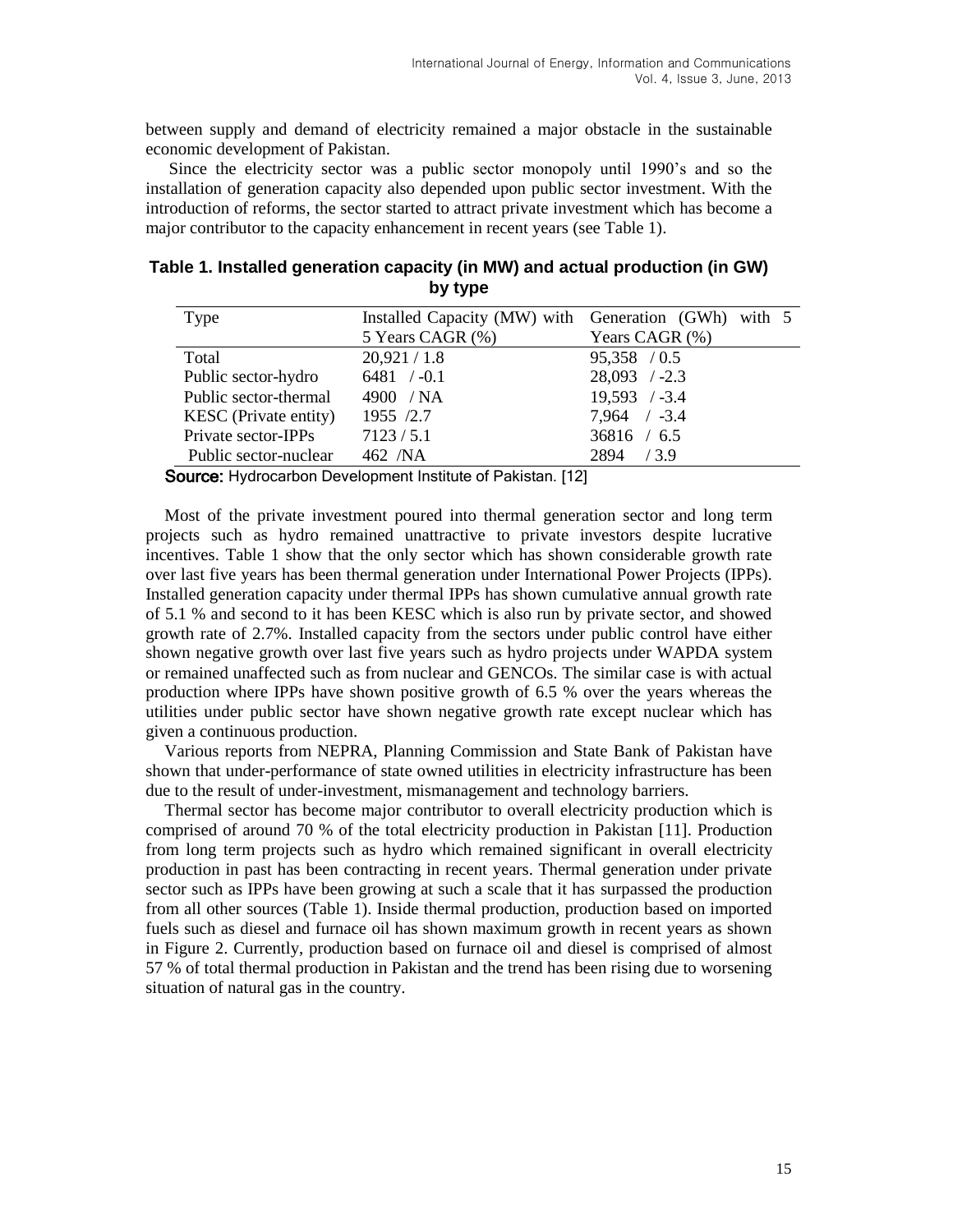between supply and demand of electricity remained a major obstacle in the sustainable economic development of Pakistan.

Since the electricity sector was a public sector monopoly until 1990's and so the installation of generation capacity also depended upon public sector investment. With the introduction of reforms, the sector started to attract private investment which has become a major contributor to the capacity enhancement in recent years (see Table 1).

**Table 1. Installed generation capacity (in MW) and actual production (in GW) by type**

| Type | Installed Capacity (MW) with 5 Years CAGR (%) | Generation (GWh) with 5 Years CAGR (%) |
|---|---|---|
| Total | 20,921 / 1.8 | 95,358 / 0.5 |
| Public sector-hydro | 6481 / -0.1 | 28,093 / -2.3 |
| Public sector-thermal | 4900 / NA | 19,593 / -3.4 |
| KESC (Private entity) | 1955 /2.7 | 7,964 / -3.4 |
| Private sector-IPPs | 7123 / 5.1 | 36816 / 6.5 |
| Public sector-nuclear | 462 /NA | 2894 / 3.9 |

**Source:** Hydrocarbon Development Institute of Pakistan. [12]

Most of the private investment poured into thermal generation sector and long term projects such as hydro remained unattractive to private investors despite lucrative incentives. Table 1 show that the only sector which has shown considerable growth rate over last five years has been thermal generation under International Power Projects (IPPs). Installed generation capacity under thermal IPPs has shown cumulative annual growth rate of 5.1 % and second to it has been KESC which is also run by private sector, and showed growth rate of 2.7%. Installed capacity from the sectors under public control have either shown negative growth over last five years such as hydro projects under WAPDA system or remained unaffected such as from nuclear and GENCOs. The similar case is with actual production where IPPs have shown positive growth of 6.5 % over the years whereas the utilities under public sector have shown negative growth rate except nuclear which has given a continuous production.

Various reports from NEPRA, Planning Commission and State Bank of Pakistan have shown that under-performance of state owned utilities in electricity infrastructure has been due to the result of under-investment, mismanagement and technology barriers.

Thermal sector has become major contributor to overall electricity production which is comprised of around 70 % of the total electricity production in Pakistan [11]. Production from long term projects such as hydro which remained significant in overall electricity production in past has been contracting in recent years. Thermal generation under private sector such as IPPs have been growing at such a scale that it has surpassed the production from all other sources (Table 1). Inside thermal production, production based on imported fuels such as diesel and furnace oil has shown maximum growth in recent years as shown in Figure 2. Currently, production based on furnace oil and diesel is comprised of almost 57 % of total thermal production in Pakistan and the trend has been rising due to worsening situation of natural gas in the country.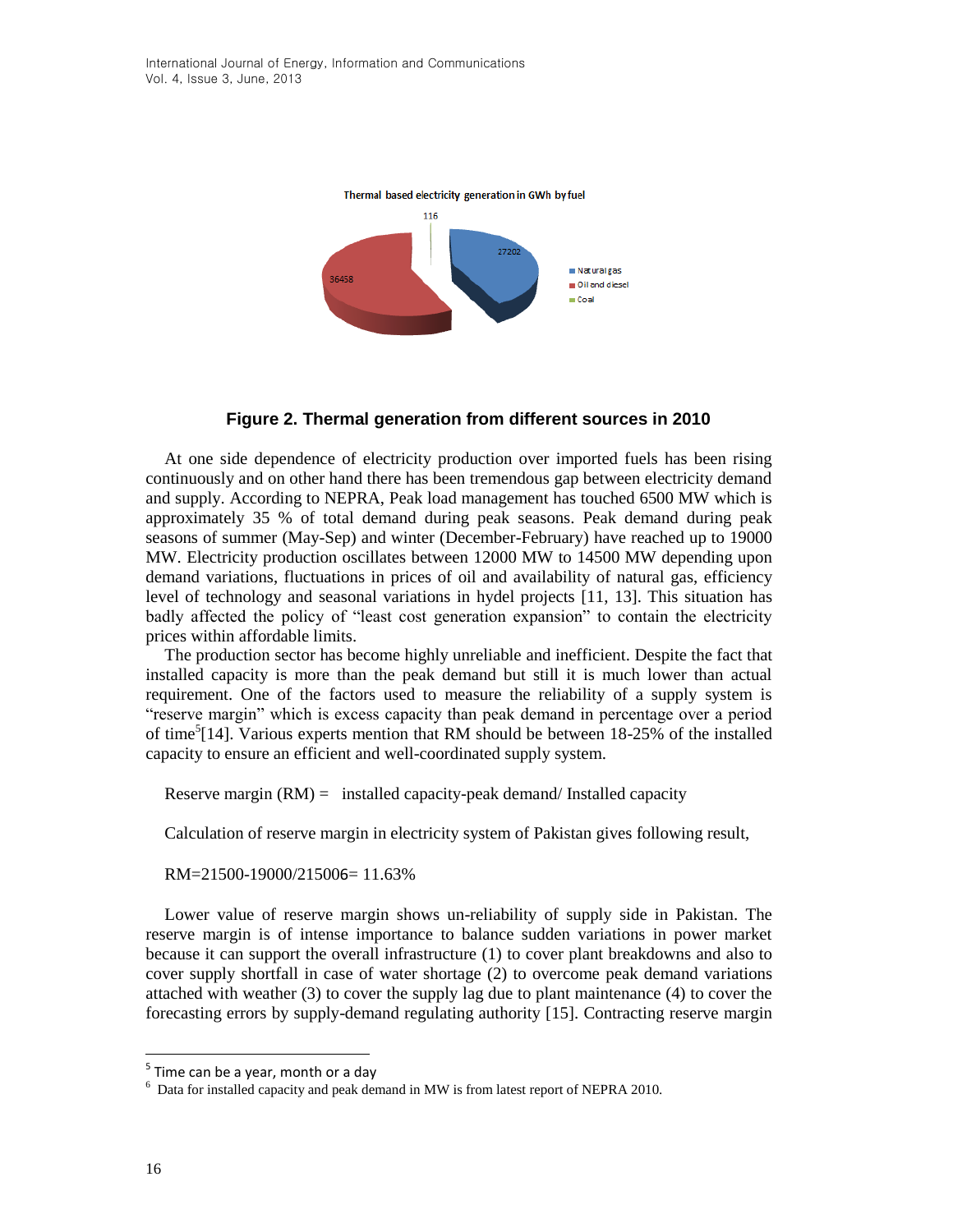Thermal based electricity generation in GWh by fuel

| Fuel | GWh |
| --- | --- |
| Natural gas | 27202 |
| Oil and diesel | 36458 |
| Coal | 116 |

**Figure 2. Thermal generation from different sources in 2010**

At one side dependence of electricity production over imported fuels has been rising continuously and on other hand there has been tremendous gap between electricity demand and supply. According to NEPRA, Peak load management has touched 6500 MW which is approximately 35 % of total demand during peak seasons. Peak demand during peak seasons of summer (May-Sep) and winter (December-February) have reached up to 19000 MW. Electricity production oscillates between 12000 MW to 14500 MW depending upon demand variations, fluctuations in prices of oil and availability of natural gas, efficiency level of technology and seasonal variations in hydel projects [11, 13]. This situation has badly affected the policy of "least cost generation expansion" to contain the electricity prices within affordable limits.

The production sector has become highly unreliable and inefficient. Despite the fact that installed capacity is more than the peak demand but still it is much lower than actual requirement. One of the factors used to measure the reliability of a supply system is "reserve margin" which is excess capacity than peak demand in percentage over a period of time[5][14]. Various experts mention that RM should be between 18-25% of the installed capacity to ensure an efficient and well-coordinated supply system.

Reserve margin (RM) = installed capacity-peak demand/ Installed capacity

Calculation of reserve margin in electricity system of Pakistan gives following result,

RM=21500-19000/21500[6]= 11.63%

Lower value of reserve margin shows un-reliability of supply side in Pakistan. The reserve margin is of intense importance to balance sudden variations in power market because it can support the overall infrastructure (1) to cover plant breakdowns and also to cover supply shortfall in case of water shortage (2) to overcome peak demand variations attached with weather (3) to cover the supply lag due to plant maintenance (4) to cover the forecasting errors by supply-demand regulating authority [15]. Contracting reserve margin

---

[5] Time can be a year, month or a day

[6] Data for installed capacity and peak demand in MW is from latest report of NEPRA 2010.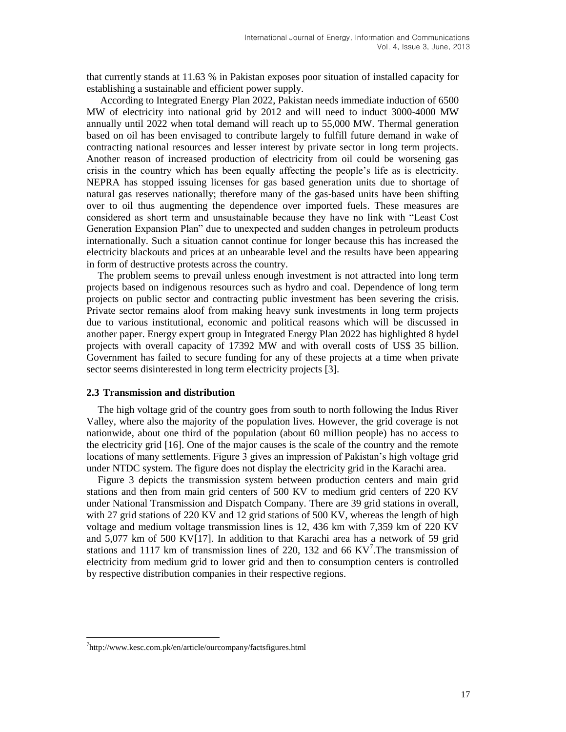that currently stands at 11.63 % in Pakistan exposes poor situation of installed capacity for establishing a sustainable and efficient power supply.

According to Integrated Energy Plan 2022, Pakistan needs immediate induction of 6500 MW of electricity into national grid by 2012 and will need to induct 3000-4000 MW annually until 2022 when total demand will reach up to 55,000 MW. Thermal generation based on oil has been envisaged to contribute largely to fulfill future demand in wake of contracting national resources and lesser interest by private sector in long term projects. Another reason of increased production of electricity from oil could be worsening gas crisis in the country which has been equally affecting the people's life as is electricity. NEPRA has stopped issuing licenses for gas based generation units due to shortage of natural gas reserves nationally; therefore many of the gas-based units have been shifting over to oil thus augmenting the dependence over imported fuels. These measures are considered as short term and unsustainable because they have no link with "Least Cost Generation Expansion Plan" due to unexpected and sudden changes in petroleum products internationally. Such a situation cannot continue for longer because this has increased the electricity blackouts and prices at an unbearable level and the results have been appearing in form of destructive protests across the country.

The problem seems to prevail unless enough investment is not attracted into long term projects based on indigenous resources such as hydro and coal. Dependence of long term projects on public sector and contracting public investment has been severing the crisis. Private sector remains aloof from making heavy sunk investments in long term projects due to various institutional, economic and political reasons which will be discussed in another paper. Energy expert group in Integrated Energy Plan 2022 has highlighted 8 hydel projects with overall capacity of 17392 MW and with overall costs of US$ 35 billion. Government has failed to secure funding for any of these projects at a time when private sector seems disinterested in long term electricity projects [3].

### 2.3 Transmission and distribution

The high voltage grid of the country goes from south to north following the Indus River Valley, where also the majority of the population lives. However, the grid coverage is not nationwide, about one third of the population (about 60 million people) has no access to the electricity grid [16]. One of the major causes is the scale of the country and the remote locations of many settlements. Figure 3 gives an impression of Pakistan's high voltage grid under NTDC system. The figure does not display the electricity grid in the Karachi area.

Figure 3 depicts the transmission system between production centers and main grid stations and then from main grid centers of 500 KV to medium grid centers of 220 KV under National Transmission and Dispatch Company. There are 39 grid stations in overall, with 27 grid stations of 220 KV and 12 grid stations of 500 KV, whereas the length of high voltage and medium voltage transmission lines is 12, 436 km with 7,359 km of 220 KV and 5,077 km of 500 KV[17]. In addition to that Karachi area has a network of 59 grid stations and 1117 km of transmission lines of 220, 132 and 66 KV[7].The transmission of electricity from medium grid to lower grid and then to consumption centers is controlled by respective distribution companies in their respective regions.

[7] http://www.kesc.com.pk/en/article/ourcompany/factsfigures.html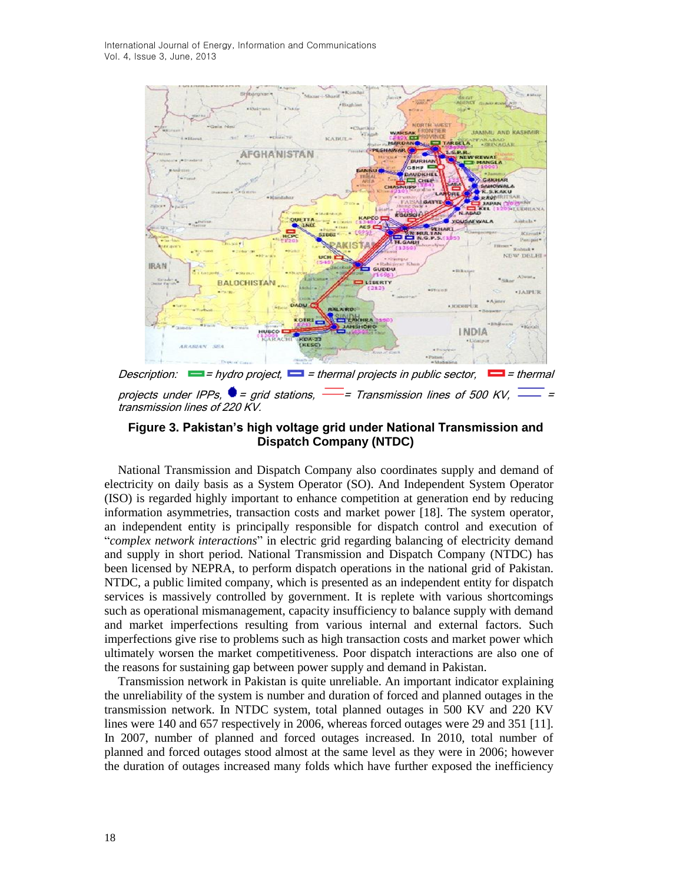*Description: = hydro project, = thermal projects in public sector, = thermal projects under IPPs, = grid stations, = Transmission lines of 500 KV, = transmission lines of 220 KV.*

**Figure 3. Pakistan's high voltage grid under National Transmission and Dispatch Company (NTDC)**

National Transmission and Dispatch Company also coordinates supply and demand of electricity on daily basis as a System Operator (SO). And Independent System Operator (ISO) is regarded highly important to enhance competition at generation end by reducing information asymmetries, transaction costs and market power [18]. The system operator, an independent entity is principally responsible for dispatch control and execution of "*complex network interactions*" in electric grid regarding balancing of electricity demand and supply in short period. National Transmission and Dispatch Company (NTDC) has been licensed by NEPRA, to perform dispatch operations in the national grid of Pakistan. NTDC, a public limited company, which is presented as an independent entity for dispatch services is massively controlled by government. It is replete with various shortcomings such as operational mismanagement, capacity insufficiency to balance supply with demand and market imperfections resulting from various internal and external factors. Such imperfections give rise to problems such as high transaction costs and market power which ultimately worsen the market competitiveness. Poor dispatch interactions are also one of the reasons for sustaining gap between power supply and demand in Pakistan.

Transmission network in Pakistan is quite unreliable. An important indicator explaining the unreliability of the system is number and duration of forced and planned outages in the transmission network. In NTDC system, total planned outages in 500 KV and 220 KV lines were 140 and 657 respectively in 2006, whereas forced outages were 29 and 351 [11]. In 2007, number of planned and forced outages increased. In 2010, total number of planned and forced outages stood almost at the same level as they were in 2006; however the duration of outages increased many folds which have further exposed the inefficiency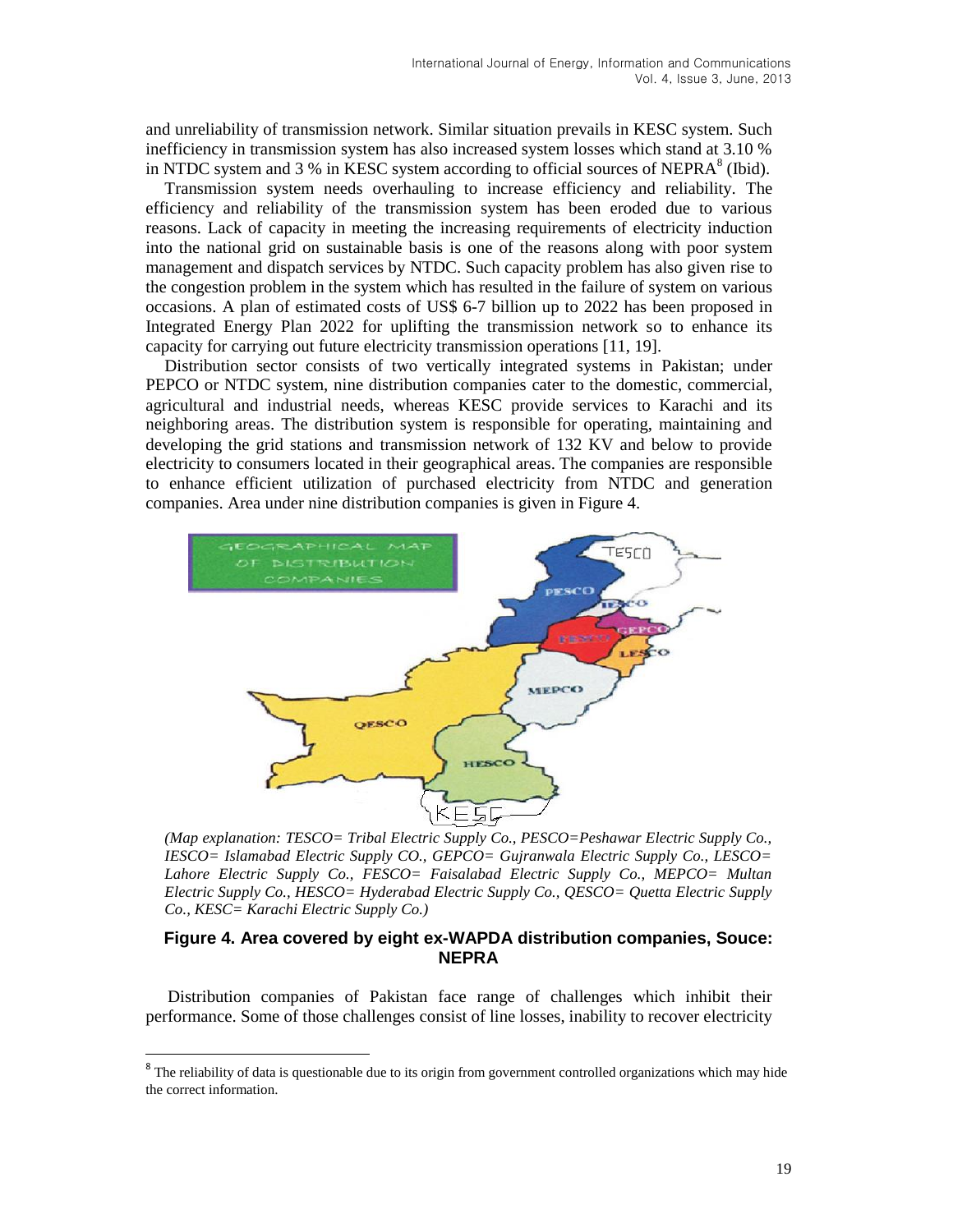and unreliability of transmission network. Similar situation prevails in KESC system. Such inefficiency in transmission system has also increased system losses which stand at 3.10 % in NTDC system and 3 % in KESC system according to official sources of NEPRA[8] (Ibid).

Transmission system needs overhauling to increase efficiency and reliability. The efficiency and reliability of the transmission system has been eroded due to various reasons. Lack of capacity in meeting the increasing requirements of electricity induction into the national grid on sustainable basis is one of the reasons along with poor system management and dispatch services by NTDC. Such capacity problem has also given rise to the congestion problem in the system which has resulted in the failure of system on various occasions. A plan of estimated costs of US$ 6-7 billion up to 2022 has been proposed in Integrated Energy Plan 2022 for uplifting the transmission network so to enhance its capacity for carrying out future electricity transmission operations [11, 19].

Distribution sector consists of two vertically integrated systems in Pakistan; under PEPCO or NTDC system, nine distribution companies cater to the domestic, commercial, agricultural and industrial needs, whereas KESC provide services to Karachi and its neighboring areas. The distribution system is responsible for operating, maintaining and developing the grid stations and transmission network of 132 KV and below to provide electricity to consumers located in their geographical areas. The companies are responsible to enhance efficient utilization of purchased electricity from NTDC and generation companies. Area under nine distribution companies is given in Figure 4.

*(Map explanation: TESCO= Tribal Electric Supply Co., PESCO=Peshawar Electric Supply Co., IESCO= Islamabad Electric Supply CO., GEPCO= Gujranwala Electric Supply Co., LESCO= Lahore Electric Supply Co., FESCO= Faisalabad Electric Supply Co., MEPCO= Multan Electric Supply Co., HESCO= Hyderabad Electric Supply Co., QESCO= Quetta Electric Supply Co., KESC= Karachi Electric Supply Co.)*

**Figure 4. Area covered by eight ex-WAPDA distribution companies, Souce: NEPRA**

Distribution companies of Pakistan face range of challenges which inhibit their performance. Some of those challenges consist of line losses, inability to recover electricity

[8] The reliability of data is questionable due to its origin from government controlled organizations which may hide the correct information.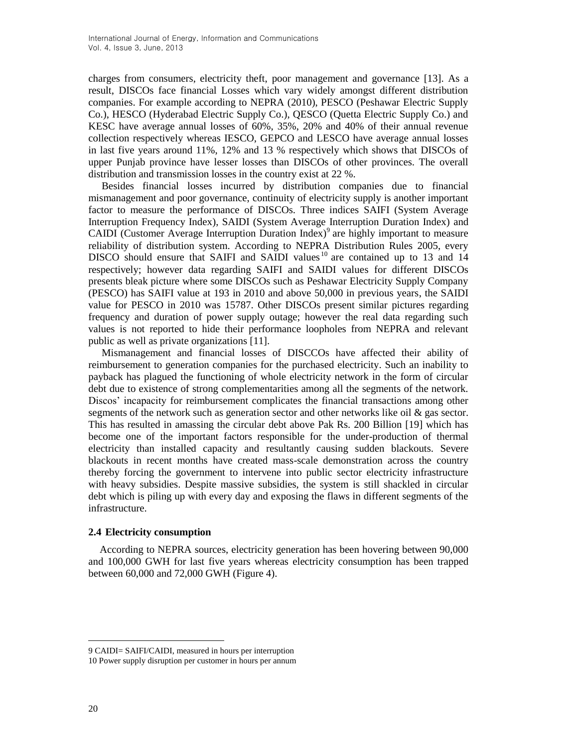charges from consumers, electricity theft, poor management and governance [13]. As a result, DISCOs face financial Losses which vary widely amongst different distribution companies. For example according to NEPRA (2010), PESCO (Peshawar Electric Supply Co.), HESCO (Hyderabad Electric Supply Co.), QESCO (Quetta Electric Supply Co.) and KESC have average annual losses of 60%, 35%, 20% and 40% of their annual revenue collection respectively whereas IESCO, GEPCO and LESCO have average annual losses in last five years around 11%, 12% and 13 % respectively which shows that DISCOs of upper Punjab province have lesser losses than DISCOs of other provinces. The overall distribution and transmission losses in the country exist at 22 %.

Besides financial losses incurred by distribution companies due to financial mismanagement and poor governance, continuity of electricity supply is another important factor to measure the performance of DISCOs. Three indices SAIFI (System Average Interruption Frequency Index), SAIDI (System Average Interruption Duration Index) and CAIDI (Customer Average Interruption Duration Index)[9] are highly important to measure reliability of distribution system. According to NEPRA Distribution Rules 2005, every DISCO should ensure that SAIFI and SAIDI values[10] are contained up to 13 and 14 respectively; however data regarding SAIFI and SAIDI values for different DISCOs presents bleak picture where some DISCOs such as Peshawar Electricity Supply Company (PESCO) has SAIFI value at 193 in 2010 and above 50,000 in previous years, the SAIDI value for PESCO in 2010 was 15787. Other DISCOs present similar pictures regarding frequency and duration of power supply outage; however the real data regarding such values is not reported to hide their performance loopholes from NEPRA and relevant public as well as private organizations [11].

Mismanagement and financial losses of DISCCOs have affected their ability of reimbursement to generation companies for the purchased electricity. Such an inability to payback has plagued the functioning of whole electricity network in the form of circular debt due to existence of strong complementarities among all the segments of the network. Discos' incapacity for reimbursement complicates the financial transactions among other segments of the network such as generation sector and other networks like oil & gas sector. This has resulted in amassing the circular debt above Pak Rs. 200 Billion [19] which has become one of the important factors responsible for the under-production of thermal electricity than installed capacity and resultantly causing sudden blackouts. Severe blackouts in recent months have created mass-scale demonstration across the country thereby forcing the government to intervene into public sector electricity infrastructure with heavy subsidies. Despite massive subsidies, the system is still shackled in circular debt which is piling up with every day and exposing the flaws in different segments of the infrastructure.

### 2.4 Electricity consumption

According to NEPRA sources, electricity generation has been hovering between 90,000 and 100,000 GWH for last five years whereas electricity consumption has been trapped between 60,000 and 72,000 GWH (Figure 4).

---

9 CAIDI= SAIFI/CAIDI, measured in hours per interruption

10 Power supply disruption per customer in hours per annum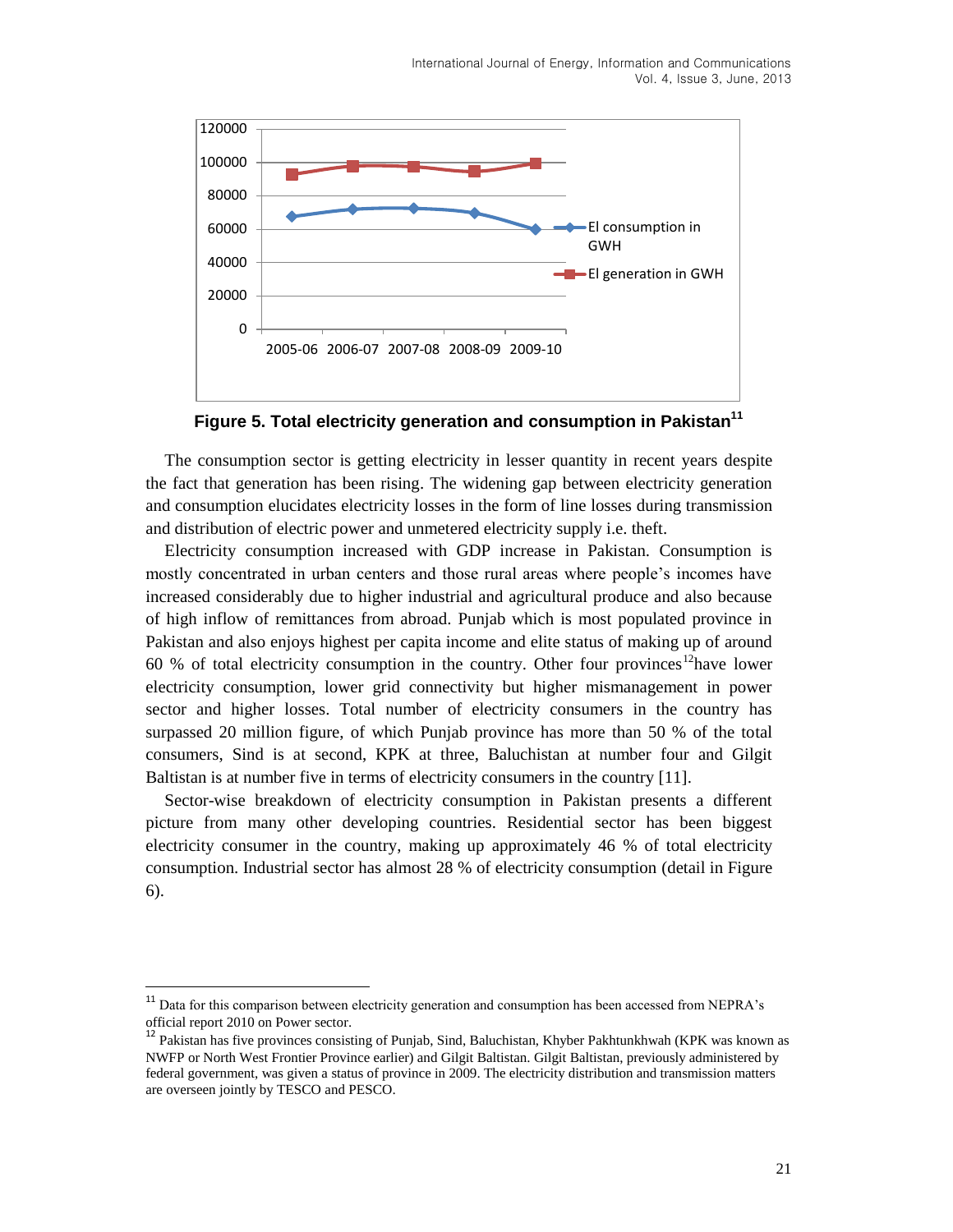**Figure 5. Total electricity generation and consumption in Pakistan[11]**

The consumption sector is getting electricity in lesser quantity in recent years despite the fact that generation has been rising. The widening gap between electricity generation and consumption elucidates electricity losses in the form of line losses during transmission and distribution of electric power and unmetered electricity supply i.e. theft.

Electricity consumption increased with GDP increase in Pakistan. Consumption is mostly concentrated in urban centers and those rural areas where people's incomes have increased considerably due to higher industrial and agricultural produce and also because of high inflow of remittances from abroad. Punjab which is most populated province in Pakistan and also enjoys highest per capita income and elite status of making up of around 60 % of total electricity consumption in the country. Other four provinces[12] have lower electricity consumption, lower grid connectivity but higher mismanagement in power sector and higher losses. Total number of electricity consumers in the country has surpassed 20 million figure, of which Punjab province has more than 50 % of the total consumers, Sind is at second, KPK at three, Baluchistan at number four and Gilgit Baltistan is at number five in terms of electricity consumers in the country [11].

Sector-wise breakdown of electricity consumption in Pakistan presents a different picture from many other developing countries. Residential sector has been biggest electricity consumer in the country, making up approximately 46 % of total electricity consumption. Industrial sector has almost 28 % of electricity consumption (detail in Figure 6).

---

[11] Data for this comparison between electricity generation and consumption has been accessed from NEPRA's official report 2010 on Power sector.

[12] Pakistan has five provinces consisting of Punjab, Sind, Baluchistan, Khyber Pakhtunkhwah (KPK was known as NWFP or North West Frontier Province earlier) and Gilgit Baltistan. Gilgit Baltistan, previously administered by federal government, was given a status of province in 2009. The electricity distribution and transmission matters are overseen jointly by TESCO and PESCO.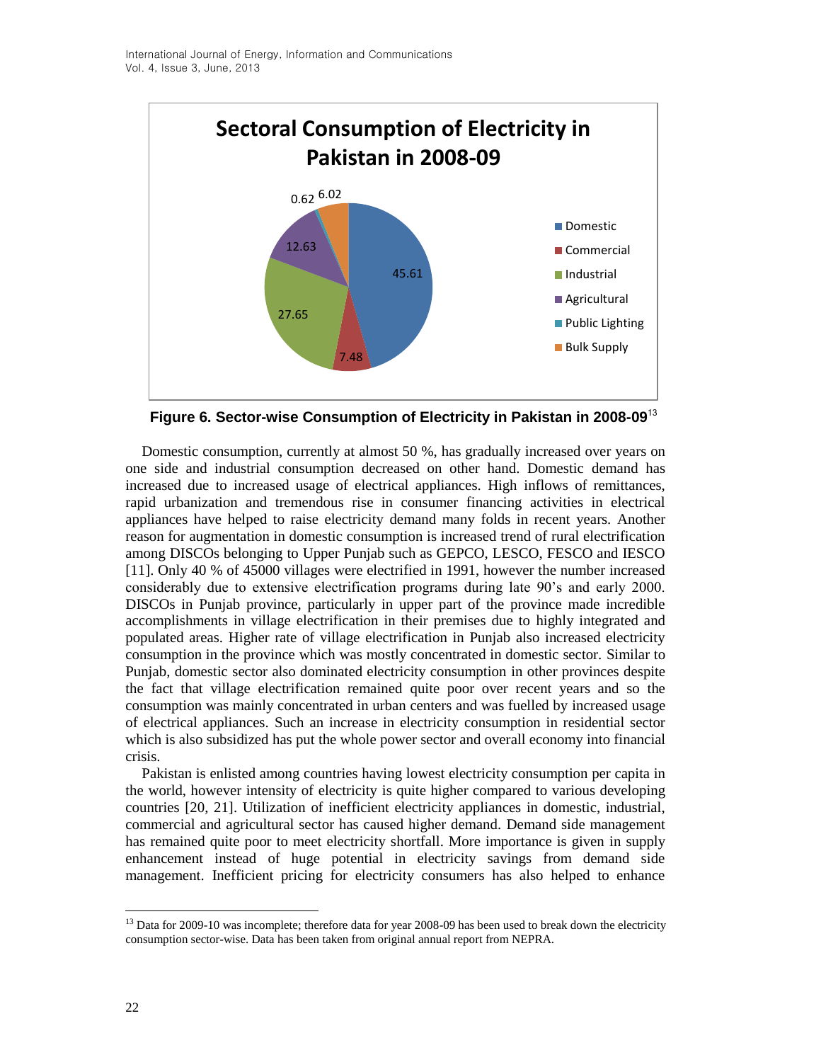Figure 6. Sector-wise Consumption of Electricity in Pakistan in 2008-09[13]

Domestic consumption, currently at almost 50 %, has gradually increased over years on one side and industrial consumption decreased on other hand. Domestic demand has increased due to increased usage of electrical appliances. High inflows of remittances, rapid urbanization and tremendous rise in consumer financing activities in electrical appliances have helped to raise electricity demand many folds in recent years. Another reason for augmentation in domestic consumption is increased trend of rural electrification among DISCOs belonging to Upper Punjab such as GEPCO, LESCO, FESCO and IESCO [11]. Only 40 % of 45000 villages were electrified in 1991, however the number increased considerably due to extensive electrification programs during late 90's and early 2000. DISCOs in Punjab province, particularly in upper part of the province made incredible accomplishments in village electrification in their premises due to highly integrated and populated areas. Higher rate of village electrification in Punjab also increased electricity consumption in the province which was mostly concentrated in domestic sector. Similar to Punjab, domestic sector also dominated electricity consumption in other provinces despite the fact that village electrification remained quite poor over recent years and so the consumption was mainly concentrated in urban centers and was fuelled by increased usage of electrical appliances. Such an increase in electricity consumption in residential sector which is also subsidized has put the whole power sector and overall economy into financial crisis.

Pakistan is enlisted among countries having lowest electricity consumption per capita in the world, however intensity of electricity is quite higher compared to various developing countries [20, 21]. Utilization of inefficient electricity appliances in domestic, industrial, commercial and agricultural sector has caused higher demand. Demand side management has remained quite poor to meet electricity shortfall. More importance is given in supply enhancement instead of huge potential in electricity savings from demand side management. Inefficient pricing for electricity consumers has also helped to enhance

---

[13] Data for 2009-10 was incomplete; therefore data for year 2008-09 has been used to break down the electricity consumption sector-wise. Data has been taken from original annual report from NEPRA.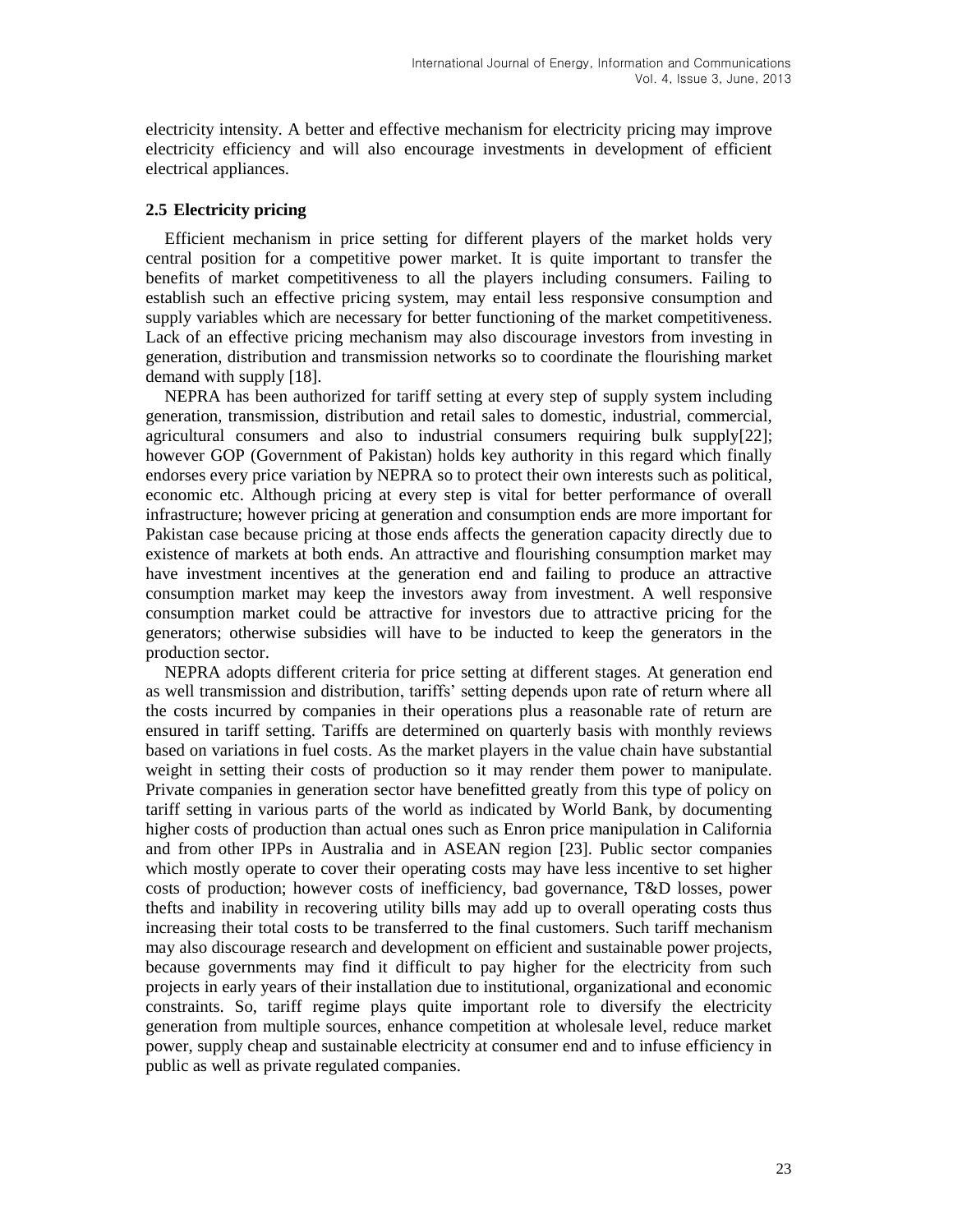electricity intensity. A better and effective mechanism for electricity pricing may improve electricity efficiency and will also encourage investments in development of efficient electrical appliances.

### 2.5 Electricity pricing

Efficient mechanism in price setting for different players of the market holds very central position for a competitive power market. It is quite important to transfer the benefits of market competitiveness to all the players including consumers. Failing to establish such an effective pricing system, may entail less responsive consumption and supply variables which are necessary for better functioning of the market competitiveness. Lack of an effective pricing mechanism may also discourage investors from investing in generation, distribution and transmission networks so to coordinate the flourishing market demand with supply [18].

NEPRA has been authorized for tariff setting at every step of supply system including generation, transmission, distribution and retail sales to domestic, industrial, commercial, agricultural consumers and also to industrial consumers requiring bulk supply[22]; however GOP (Government of Pakistan) holds key authority in this regard which finally endorses every price variation by NEPRA so to protect their own interests such as political, economic etc. Although pricing at every step is vital for better performance of overall infrastructure; however pricing at generation and consumption ends are more important for Pakistan case because pricing at those ends affects the generation capacity directly due to existence of markets at both ends. An attractive and flourishing consumption market may have investment incentives at the generation end and failing to produce an attractive consumption market may keep the investors away from investment. A well responsive consumption market could be attractive for investors due to attractive pricing for the generators; otherwise subsidies will have to be inducted to keep the generators in the production sector.

NEPRA adopts different criteria for price setting at different stages. At generation end as well transmission and distribution, tariffs' setting depends upon rate of return where all the costs incurred by companies in their operations plus a reasonable rate of return are ensured in tariff setting. Tariffs are determined on quarterly basis with monthly reviews based on variations in fuel costs. As the market players in the value chain have substantial weight in setting their costs of production so it may render them power to manipulate. Private companies in generation sector have benefitted greatly from this type of policy on tariff setting in various parts of the world as indicated by World Bank, by documenting higher costs of production than actual ones such as Enron price manipulation in California and from other IPPs in Australia and in ASEAN region [23]. Public sector companies which mostly operate to cover their operating costs may have less incentive to set higher costs of production; however costs of inefficiency, bad governance, T&D losses, power thefts and inability in recovering utility bills may add up to overall operating costs thus increasing their total costs to be transferred to the final customers. Such tariff mechanism may also discourage research and development on efficient and sustainable power projects, because governments may find it difficult to pay higher for the electricity from such projects in early years of their installation due to institutional, organizational and economic constraints. So, tariff regime plays quite important role to diversify the electricity generation from multiple sources, enhance competition at wholesale level, reduce market power, supply cheap and sustainable electricity at consumer end and to infuse efficiency in public as well as private regulated companies.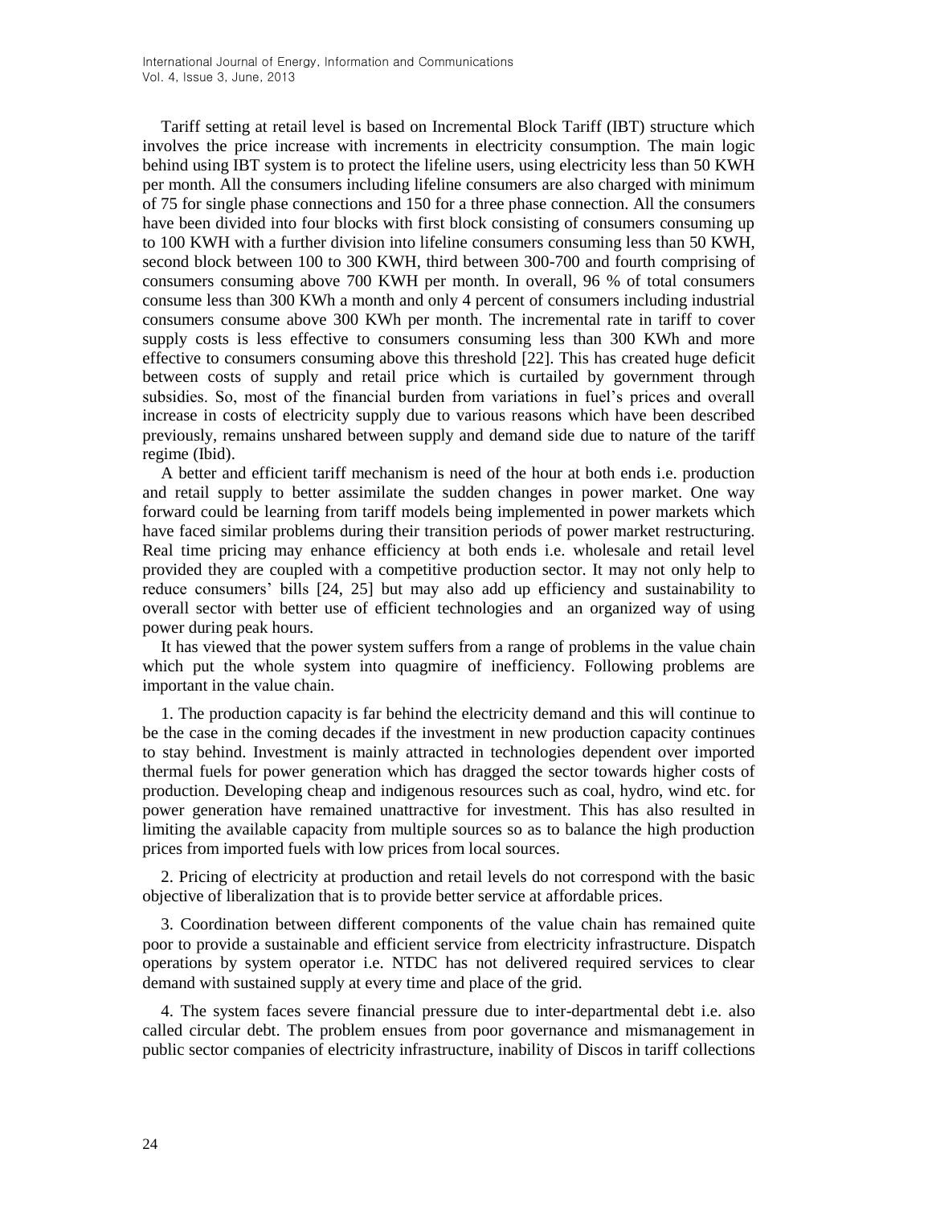Tariff setting at retail level is based on Incremental Block Tariff (IBT) structure which involves the price increase with increments in electricity consumption. The main logic behind using IBT system is to protect the lifeline users, using electricity less than 50 KWH per month. All the consumers including lifeline consumers are also charged with minimum of 75 for single phase connections and 150 for a three phase connection. All the consumers have been divided into four blocks with first block consisting of consumers consuming up to 100 KWH with a further division into lifeline consumers consuming less than 50 KWH, second block between 100 to 300 KWH, third between 300-700 and fourth comprising of consumers consuming above 700 KWH per month. In overall, 96 % of total consumers consume less than 300 KWh a month and only 4 percent of consumers including industrial consumers consume above 300 KWh per month. The incremental rate in tariff to cover supply costs is less effective to consumers consuming less than 300 KWh and more effective to consumers consuming above this threshold [22]. This has created huge deficit between costs of supply and retail price which is curtailed by government through subsidies. So, most of the financial burden from variations in fuel's prices and overall increase in costs of electricity supply due to various reasons which have been described previously, remains unshared between supply and demand side due to nature of the tariff regime (Ibid).

A better and efficient tariff mechanism is need of the hour at both ends i.e. production and retail supply to better assimilate the sudden changes in power market. One way forward could be learning from tariff models being implemented in power markets which have faced similar problems during their transition periods of power market restructuring. Real time pricing may enhance efficiency at both ends i.e. wholesale and retail level provided they are coupled with a competitive production sector. It may not only help to reduce consumers' bills [24, 25] but may also add up efficiency and sustainability to overall sector with better use of efficient technologies and an organized way of using power during peak hours.

It has viewed that the power system suffers from a range of problems in the value chain which put the whole system into quagmire of inefficiency. Following problems are important in the value chain.

1. The production capacity is far behind the electricity demand and this will continue to be the case in the coming decades if the investment in new production capacity continues to stay behind. Investment is mainly attracted in technologies dependent over imported thermal fuels for power generation which has dragged the sector towards higher costs of production. Developing cheap and indigenous resources such as coal, hydro, wind etc. for power generation have remained unattractive for investment. This has also resulted in limiting the available capacity from multiple sources so as to balance the high production prices from imported fuels with low prices from local sources.

2. Pricing of electricity at production and retail levels do not correspond with the basic objective of liberalization that is to provide better service at affordable prices.

3. Coordination between different components of the value chain has remained quite poor to provide a sustainable and efficient service from electricity infrastructure. Dispatch operations by system operator i.e. NTDC has not delivered required services to clear demand with sustained supply at every time and place of the grid.

4. The system faces severe financial pressure due to inter-departmental debt i.e. also called circular debt. The problem ensues from poor governance and mismanagement in public sector companies of electricity infrastructure, inability of Discos in tariff collections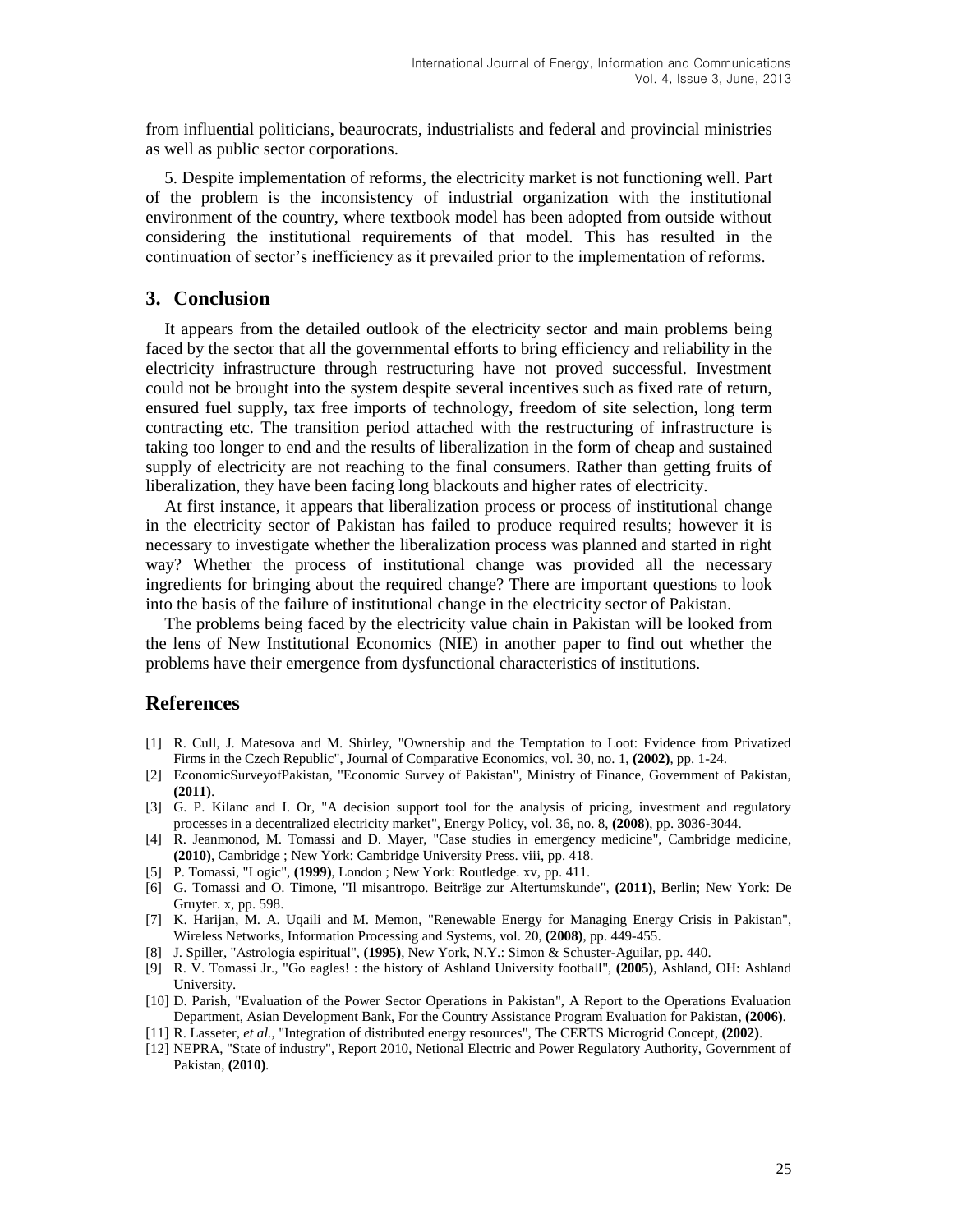from influential politicians, beaurocrats, industrialists and federal and provincial ministries as well as public sector corporations.

5. Despite implementation of reforms, the electricity market is not functioning well. Part of the problem is the inconsistency of industrial organization with the institutional environment of the country, where textbook model has been adopted from outside without considering the institutional requirements of that model. This has resulted in the continuation of sector's inefficiency as it prevailed prior to the implementation of reforms.

## 3. Conclusion

It appears from the detailed outlook of the electricity sector and main problems being faced by the sector that all the governmental efforts to bring efficiency and reliability in the electricity infrastructure through restructuring have not proved successful. Investment could not be brought into the system despite several incentives such as fixed rate of return, ensured fuel supply, tax free imports of technology, freedom of site selection, long term contracting etc. The transition period attached with the restructuring of infrastructure is taking too longer to end and the results of liberalization in the form of cheap and sustained supply of electricity are not reaching to the final consumers. Rather than getting fruits of liberalization, they have been facing long blackouts and higher rates of electricity.

At first instance, it appears that liberalization process or process of institutional change in the electricity sector of Pakistan has failed to produce required results; however it is necessary to investigate whether the liberalization process was planned and started in right way? Whether the process of institutional change was provided all the necessary ingredients for bringing about the required change? There are important questions to look into the basis of the failure of institutional change in the electricity sector of Pakistan.

The problems being faced by the electricity value chain in Pakistan will be looked from the lens of New Institutional Economics (NIE) in another paper to find out whether the problems have their emergence from dysfunctional characteristics of institutions.

## References

[1] R. Cull, J. Matesova and M. Shirley, "Ownership and the Temptation to Loot: Evidence from Privatized Firms in the Czech Republic", Journal of Comparative Economics, vol. 30, no. 1, **(2002)**, pp. 1-24.

[2] EconomicSurveyofPakistan, "Economic Survey of Pakistan", Ministry of Finance, Government of Pakistan, **(2011)**.

[3] G. P. Kilanc and I. Or, "A decision support tool for the analysis of pricing, investment and regulatory processes in a decentralized electricity market", Energy Policy, vol. 36, no. 8, **(2008)**, pp. 3036-3044.

[4] R. Jeanmonod, M. Tomassi and D. Mayer, "Case studies in emergency medicine", Cambridge medicine, **(2010)**, Cambridge ; New York: Cambridge University Press. viii, pp. 418.

[5] P. Tomassi, "Logic", **(1999)**, London ; New York: Routledge. xv, pp. 411.

[6] G. Tomassi and O. Timone, "Il misantropo. Beiträge zur Altertumskunde", **(2011)**, Berlin; New York: De Gruyter. x, pp. 598.

[7] K. Harijan, M. A. Uqaili and M. Memon, "Renewable Energy for Managing Energy Crisis in Pakistan", Wireless Networks, Information Processing and Systems, vol. 20, **(2008)**, pp. 449-455.

[8] J. Spiller, "Astrología espiritual", **(1995)**, New York, N.Y.: Simon & Schuster-Aguilar, pp. 440.

[9] R. V. Tomassi Jr., "Go eagles! : the history of Ashland University football", **(2005)**, Ashland, OH: Ashland University.

[10] D. Parish, "Evaluation of the Power Sector Operations in Pakistan", A Report to the Operations Evaluation Department, Asian Development Bank, For the Country Assistance Program Evaluation for Pakistan, **(2006)**.

[11] R. Lasseter, *et al.*, "Integration of distributed energy resources", The CERTS Microgrid Concept, **(2002)**.

[12] NEPRA, "State of industry", Report 2010, Netional Electric and Power Regulatory Authority, Government of Pakistan, **(2010)**.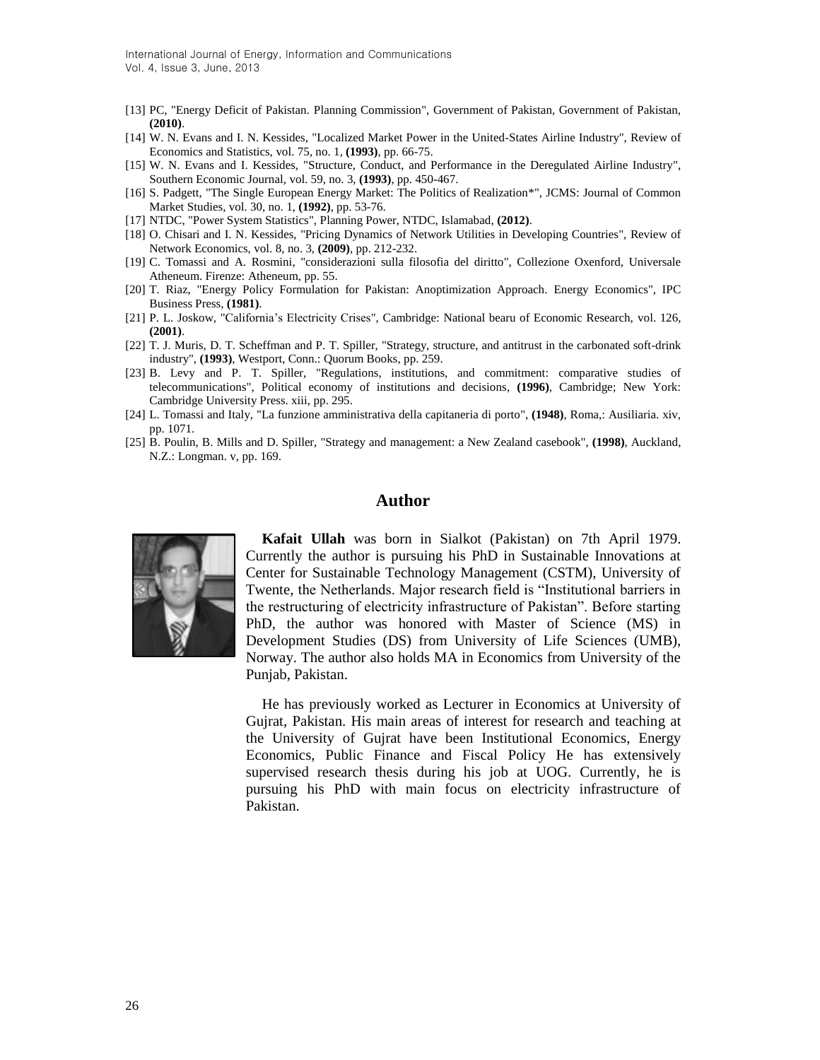[13] PC, "Energy Deficit of Pakistan. Planning Commission", Government of Pakistan, Government of Pakistan, **(2010)**.

[14] W. N. Evans and I. N. Kessides, "Localized Market Power in the United-States Airline Industry", Review of Economics and Statistics, vol. 75, no. 1, **(1993)**, pp. 66-75.

[15] W. N. Evans and I. Kessides, "Structure, Conduct, and Performance in the Deregulated Airline Industry", Southern Economic Journal, vol. 59, no. 3, **(1993)**, pp. 450-467.

[16] S. Padgett, "The Single European Energy Market: The Politics of Realization*", JCMS: Journal of Common Market Studies, vol. 30, no. 1, **(1992)**, pp. 53-76.

[17] NTDC, "Power System Statistics", Planning Power, NTDC, Islamabad, **(2012)**.

[18] O. Chisari and I. N. Kessides, "Pricing Dynamics of Network Utilities in Developing Countries", Review of Network Economics, vol. 8, no. 3, **(2009)**, pp. 212-232.

[19] C. Tomassi and A. Rosmini, "considerazioni sulla filosofia del diritto", Collezione Oxenford, Universale Atheneum. Firenze: Atheneum, pp. 55.

[20] T. Riaz, "Energy Policy Formulation for Pakistan: Anoptimization Approach. Energy Economics", IPC Business Press, **(1981)**.

[21] P. L. Joskow, "California's Electricity Crises", Cambridge: National bearu of Economic Research, vol. 126, **(2001)**.

[22] T. J. Muris, D. T. Scheffman and P. T. Spiller, "Strategy, structure, and antitrust in the carbonated soft-drink industry", **(1993)**, Westport, Conn.: Quorum Books, pp. 259.

[23] B. Levy and P. T. Spiller, "Regulations, institutions, and commitment: comparative studies of telecommunications", Political economy of institutions and decisions, **(1996)**, Cambridge; New York: Cambridge University Press. xiii, pp. 295.

[24] L. Tomassi and Italy, "La funzione amministrativa della capitaneria di porto", **(1948)**, Roma,: Ausiliaria. xiv, pp. 1071.

[25] B. Poulin, B. Mills and D. Spiller, "Strategy and management: a New Zealand casebook", **(1998)**, Auckland, N.Z.: Longman. v, pp. 169.

## Author

**Kafait Ullah** was born in Sialkot (Pakistan) on 7th April 1979. Currently the author is pursuing his PhD in Sustainable Innovations at Center for Sustainable Technology Management (CSTM), University of Twente, the Netherlands. Major research field is "Institutional barriers in the restructuring of electricity infrastructure of Pakistan". Before starting PhD, the author was honored with Master of Science (MS) in Development Studies (DS) from University of Life Sciences (UMB), Norway. The author also holds MA in Economics from University of the Punjab, Pakistan.

He has previously worked as Lecturer in Economics at University of Gujrat, Pakistan. His main areas of interest for research and teaching at the University of Gujrat have been Institutional Economics, Energy Economics, Public Finance and Fiscal Policy He has extensively supervised research thesis during his job at UOG. Currently, he is pursuing his PhD with main focus on electricity infrastructure of Pakistan.